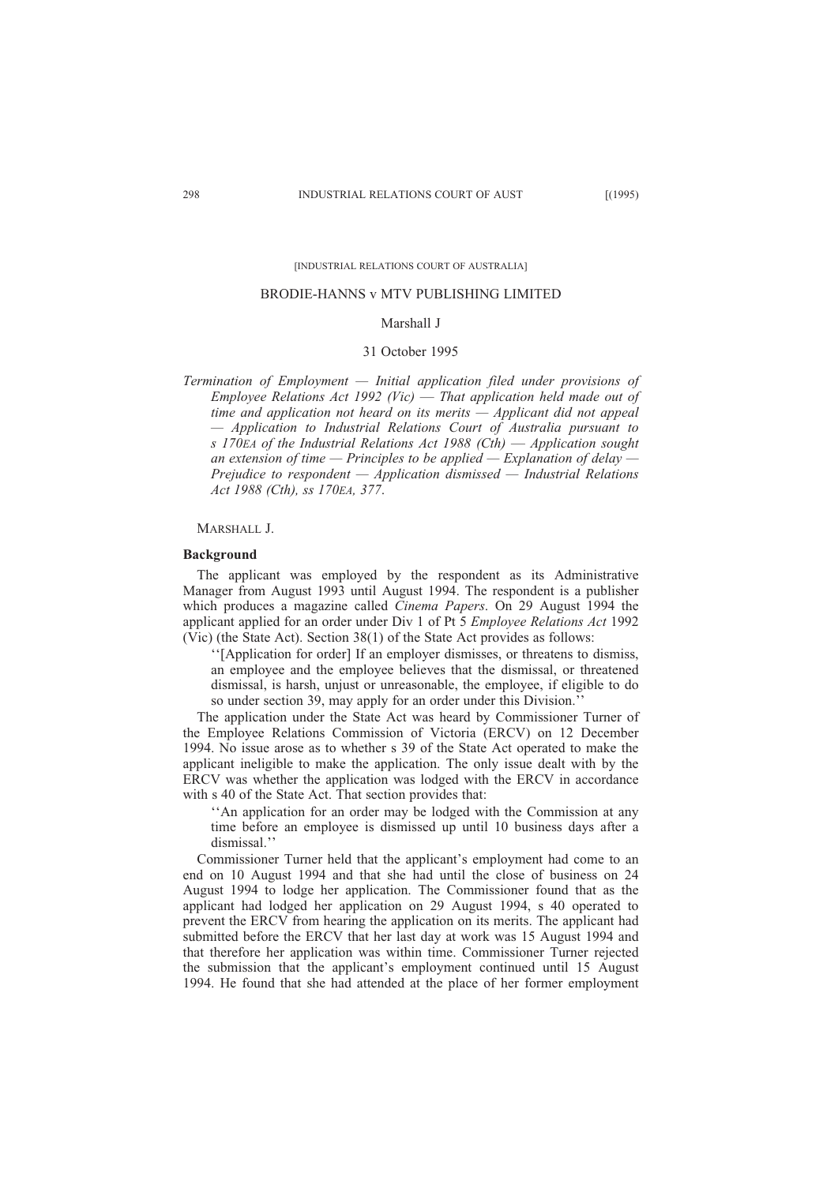[INDUSTRIAL RELATIONS COURT OF AUSTRALIA]

BRODIE-HANNS v MTV PUBLISHING LIMITED

Marshall J

31 October 1995

*Termination of Employment — Initial application filed under provisions of Employee Relations Act 1992 (Vic) — That application held made out of time and application not heard on its merits — Applicant did not appeal — Application to Industrial Relations Court of Australia pursuant to s 170EA of the Industrial Relations Act 1988 (Cth) — Application sought an extension of time — Principles to be applied — Explanation of delay — Prejudice to respondent — Application dismissed — Industrial Relations Act 1988 (Cth), ss 170EA, 377.*

MARSHALL J.

**Background**

The applicant was employed by the respondent as its Administrative Manager from August 1993 until August 1994. The respondent is a publisher which produces a magazine called *Cinema Papers*. On 29 August 1994 the applicant applied for an order under Div 1 of Pt 5 *Employee Relations Act* 1992 (Vic) (the State Act). Section 38(1) of the State Act provides as follows:

> ''[Application for order] If an employer dismisses, or threatens to dismiss, an employee and the employee believes that the dismissal, or threatened dismissal, is harsh, unjust or unreasonable, the employee, if eligible to do so under section 39, may apply for an order under this Division.''

The application under the State Act was heard by Commissioner Turner of the Employee Relations Commission of Victoria (ERCV) on 12 December 1994. No issue arose as to whether s 39 of the State Act operated to make the applicant ineligible to make the application. The only issue dealt with by the ERCV was whether the application was lodged with the ERCV in accordance with s 40 of the State Act. That section provides that:

> ''An application for an order may be lodged with the Commission at any time before an employee is dismissed up until 10 business days after a dismissal.''

Commissioner Turner held that the applicant's employment had come to an end on 10 August 1994 and that she had until the close of business on 24 August 1994 to lodge her application. The Commissioner found that as the applicant had lodged her application on 29 August 1994, s 40 operated to prevent the ERCV from hearing the application on its merits. The applicant had submitted before the ERCV that her last day at work was 15 August 1994 and that therefore her application was within time. Commissioner Turner rejected the submission that the applicant's employment continued until 15 August 1994. He found that she had attended at the place of her former employment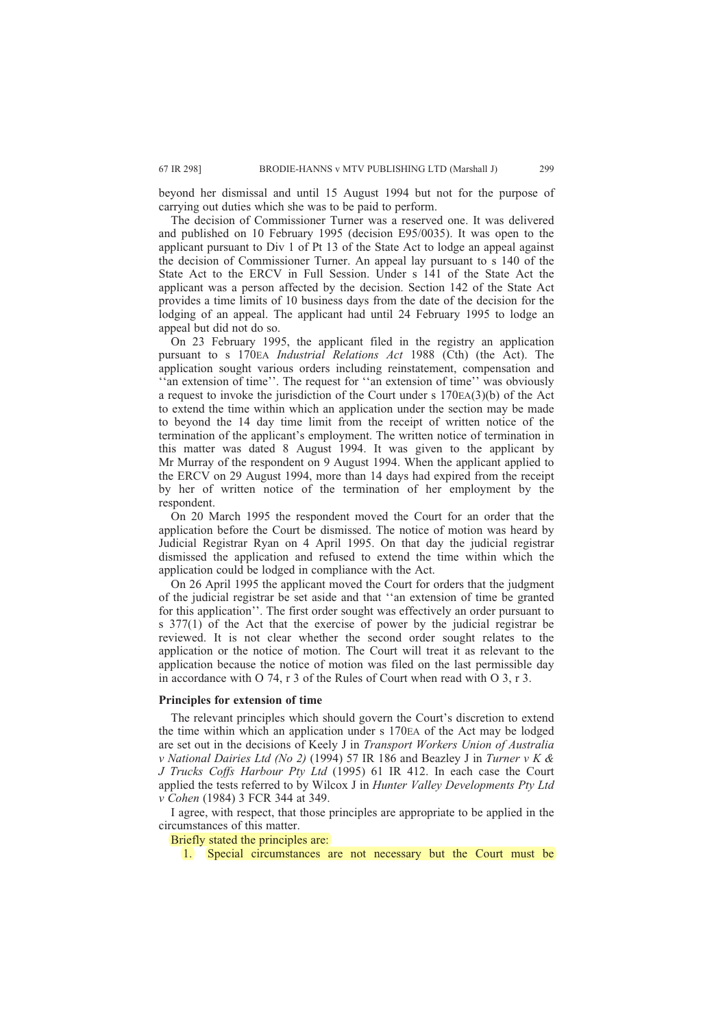beyond her dismissal and until 15 August 1994 but not for the purpose of carrying out duties which she was to be paid to perform.

The decision of Commissioner Turner was a reserved one. It was delivered and published on 10 February 1995 (decision E95/0035). It was open to the applicant pursuant to Div 1 of Pt 13 of the State Act to lodge an appeal against the decision of Commissioner Turner. An appeal lay pursuant to s 140 of the State Act to the ERCV in Full Session. Under s 141 of the State Act the applicant was a person affected by the decision. Section 142 of the State Act provides a time limits of 10 business days from the date of the decision for the lodging of an appeal. The applicant had until 24 February 1995 to lodge an appeal but did not do so.

On 23 February 1995, the applicant filed in the registry an application pursuant to s 170EA *Industrial Relations Act* 1988 (Cth) (the Act). The application sought various orders including reinstatement, compensation and ''an extension of time''. The request for ''an extension of time'' was obviously a request to invoke the jurisdiction of the Court under s 170EA(3)(b) of the Act to extend the time within which an application under the section may be made to beyond the 14 day time limit from the receipt of written notice of the termination of the applicant's employment. The written notice of termination in this matter was dated 8 August 1994. It was given to the applicant by Mr Murray of the respondent on 9 August 1994. When the applicant applied to the ERCV on 29 August 1994, more than 14 days had expired from the receipt by her of written notice of the termination of her employment by the respondent.

On 20 March 1995 the respondent moved the Court for an order that the application before the Court be dismissed. The notice of motion was heard by Judicial Registrar Ryan on 4 April 1995. On that day the judicial registrar dismissed the application and refused to extend the time within which the application could be lodged in compliance with the Act.

On 26 April 1995 the applicant moved the Court for orders that the judgment of the judicial registrar be set aside and that ''an extension of time be granted for this application''. The first order sought was effectively an order pursuant to s 377(1) of the Act that the exercise of power by the judicial registrar be reviewed. It is not clear whether the second order sought relates to the application or the notice of motion. The Court will treat it as relevant to the application because the notice of motion was filed on the last permissible day in accordance with O 74, r 3 of the Rules of Court when read with O 3, r 3.

**Principles for extension of time**

The relevant principles which should govern the Court's discretion to extend the time within which an application under s 170EA of the Act may be lodged are set out in the decisions of Keely J in *Transport Workers Union of Australia v National Dairies Ltd (No 2)* (1994) 57 IR 186 and Beazley J in *Turner v K & J Trucks Coffs Harbour Pty Ltd* (1995) 61 IR 412. In each case the Court applied the tests referred to by Wilcox J in *Hunter Valley Developments Pty Ltd v Cohen* (1984) 3 FCR 344 at 349.

I agree, with respect, that those principles are appropriate to be applied in the circumstances of this matter.

Briefly stated the principles are:

1. Special circumstances are not necessary but the Court must be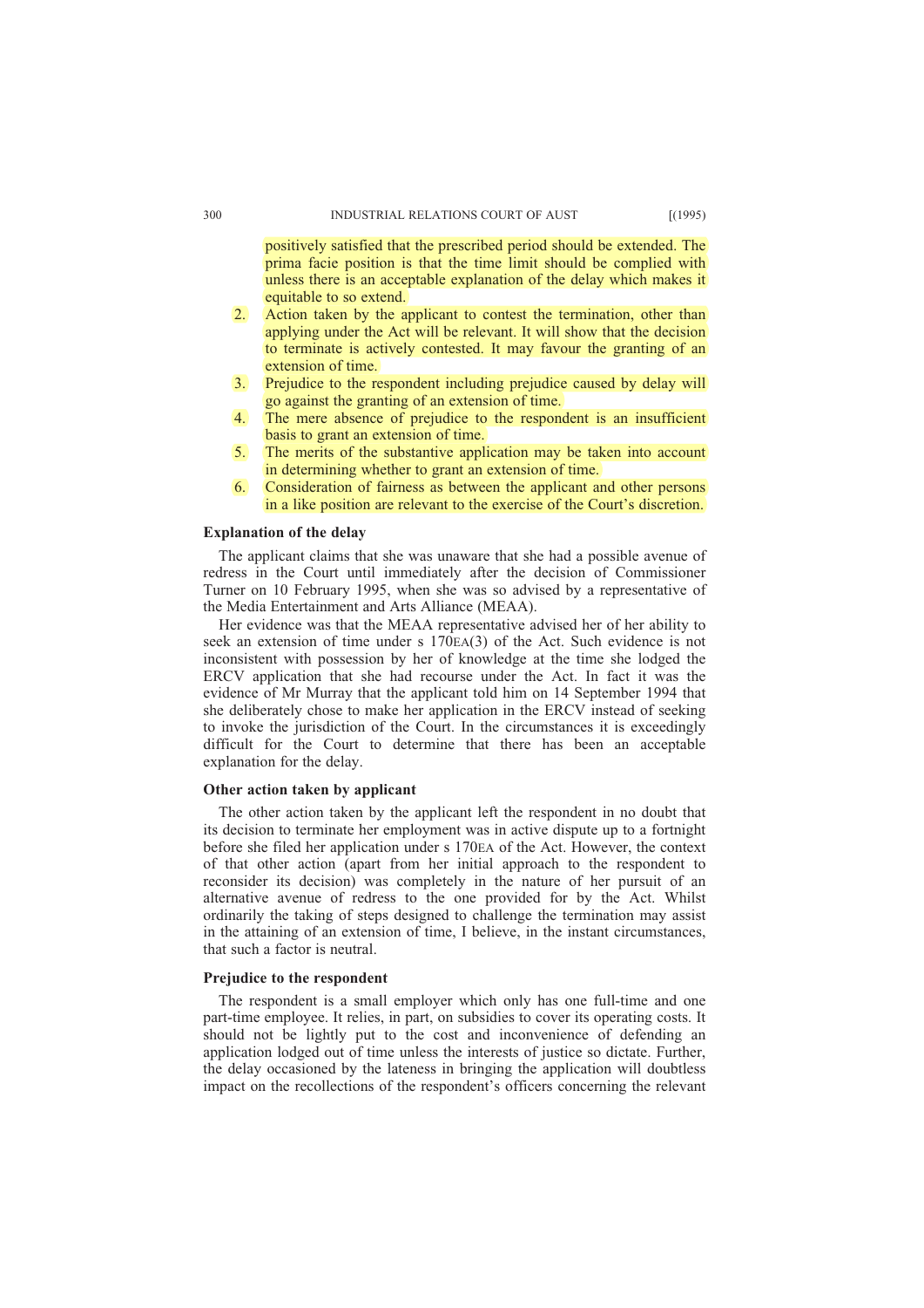positively satisfied that the prescribed period should be extended. The prima facie position is that the time limit should be complied with unless there is an acceptable explanation of the delay which makes it equitable to so extend.

2. Action taken by the applicant to contest the termination, other than applying under the Act will be relevant. It will show that the decision to terminate is actively contested. It may favour the granting of an extension of time.
3. Prejudice to the respondent including prejudice caused by delay will go against the granting of an extension of time.
4. The mere absence of prejudice to the respondent is an insufficient basis to grant an extension of time.
5. The merits of the substantive application may be taken into account in determining whether to grant an extension of time.
6. Consideration of fairness as between the applicant and other persons in a like position are relevant to the exercise of the Court's discretion.

**Explanation of the delay**

The applicant claims that she was unaware that she had a possible avenue of redress in the Court until immediately after the decision of Commissioner Turner on 10 February 1995, when she was so advised by a representative of the Media Entertainment and Arts Alliance (MEAA).

Her evidence was that the MEAA representative advised her of her ability to seek an extension of time under s 170EA(3) of the Act. Such evidence is not inconsistent with possession by her of knowledge at the time she lodged the ERCV application that she had recourse under the Act. In fact it was the evidence of Mr Murray that the applicant told him on 14 September 1994 that she deliberately chose to make her application in the ERCV instead of seeking to invoke the jurisdiction of the Court. In the circumstances it is exceedingly difficult for the Court to determine that there has been an acceptable explanation for the delay.

**Other action taken by applicant**

The other action taken by the applicant left the respondent in no doubt that its decision to terminate her employment was in active dispute up to a fortnight before she filed her application under s 170EA of the Act. However, the context of that other action (apart from her initial approach to the respondent to reconsider its decision) was completely in the nature of her pursuit of an alternative avenue of redress to the one provided for by the Act. Whilst ordinarily the taking of steps designed to challenge the termination may assist in the attaining of an extension of time, I believe, in the instant circumstances, that such a factor is neutral.

**Prejudice to the respondent**

The respondent is a small employer which only has one full-time and one part-time employee. It relies, in part, on subsidies to cover its operating costs. It should not be lightly put to the cost and inconvenience of defending an application lodged out of time unless the interests of justice so dictate. Further, the delay occasioned by the lateness in bringing the application will doubtless impact on the recollections of the respondent's officers concerning the relevant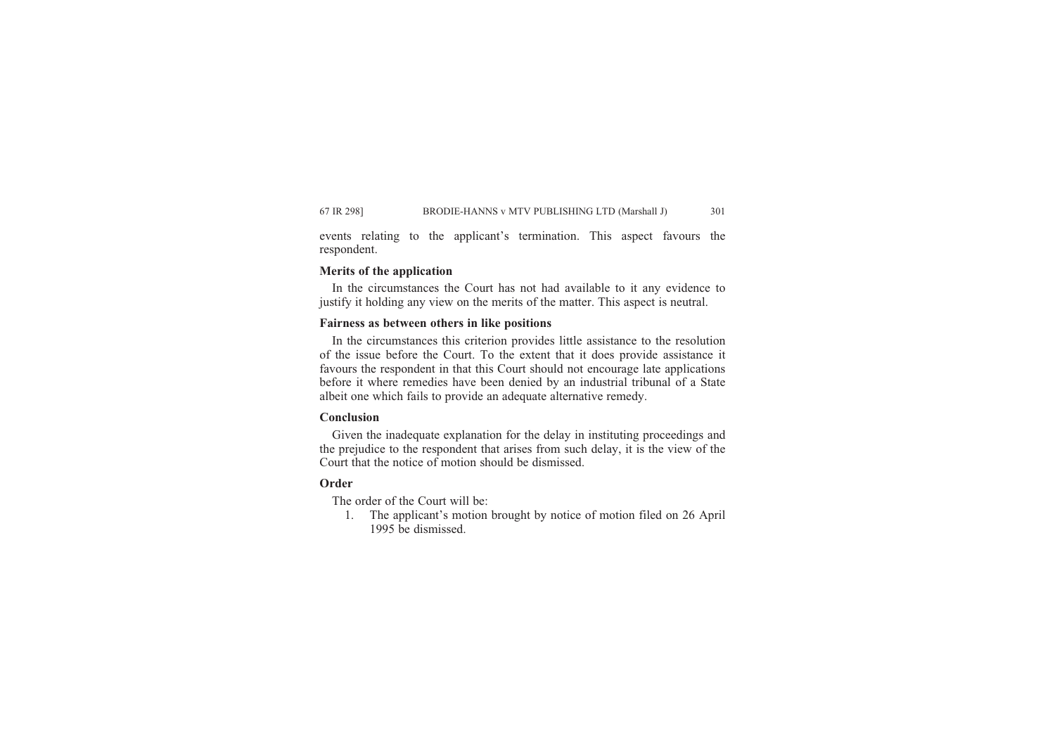events relating to the applicant's termination. This aspect favours the respondent.

**Merits of the application**

In the circumstances the Court has not had available to it any evidence to justify it holding any view on the merits of the matter. This aspect is neutral.

**Fairness as between others in like positions**

In the circumstances this criterion provides little assistance to the resolution of the issue before the Court. To the extent that it does provide assistance it favours the respondent in that this Court should not encourage late applications before it where remedies have been denied by an industrial tribunal of a State albeit one which fails to provide an adequate alternative remedy.

**Conclusion**

Given the inadequate explanation for the delay in instituting proceedings and the prejudice to the respondent that arises from such delay, it is the view of the Court that the notice of motion should be dismissed.

**Order**

The order of the Court will be:

1. The applicant's motion brought by notice of motion filed on 26 April 1995 be dismissed.